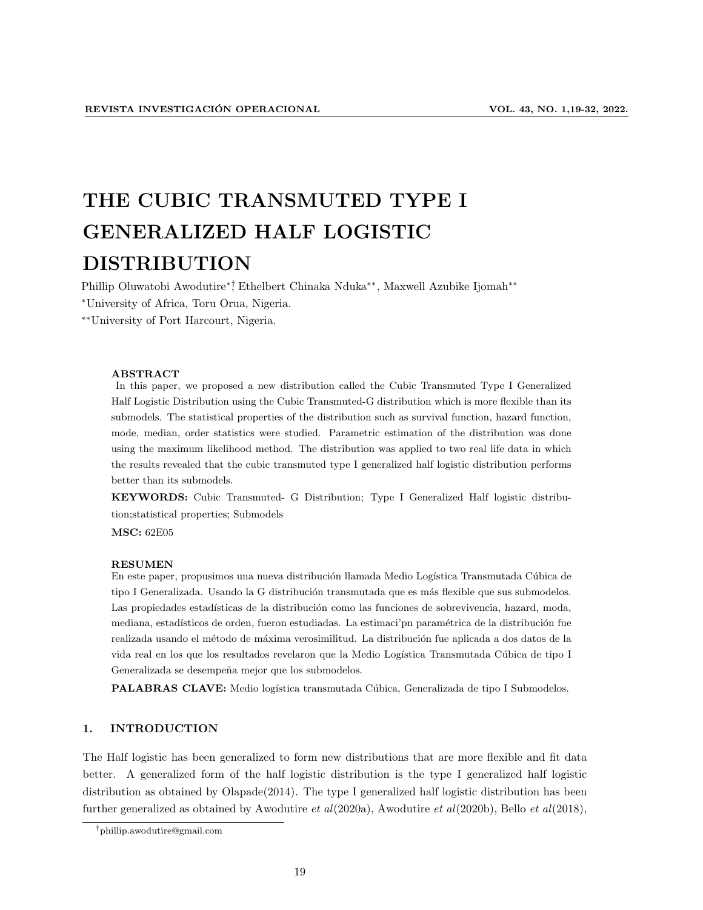# THE CUBIC TRANSMUTED TYPE I GENERALIZED HALF LOGISTIC DISTRIBUTION

Phillip Oluwatobi Awodutire*,†, Ethelbert Chinaka Nduka**, Maxwell Azubike Ijomah**

*University of Africa, Toru Orua, Nigeria.

**University of Port Harcourt, Nigeria.

**ABSTRACT**

In this paper, we proposed a new distribution called the Cubic Transmuted Type I Generalized Half Logistic Distribution using the Cubic Transmuted-G distribution which is more flexible than its submodels. The statistical properties of the distribution such as survival function, hazard function, mode, median, order statistics were studied. Parametric estimation of the distribution was done using the maximum likelihood method. The distribution was applied to two real life data in which the results revealed that the cubic transmuted type I generalized half logistic distribution performs better than its submodels.

**KEYWORDS:** Cubic Transmuted- G Distribution; Type I Generalized Half logistic distribution;statistical properties; Submodels

**MSC:** 62E05

**RESUMEN**

En este paper, propusimos una nueva distribución llamada Medio Logística Transmutada Cúbica de tipo I Generalizada. Usando la G distribución transmutada que es más flexible que sus submodelos. Las propiedades estadísticas de la distribución como las funciones de sobrevivencia, hazard, moda, mediana, estadísticos de orden, fueron estudiadas. La estimaci'pn paramétrica de la distribución fue realizada usando el método de máxima verosimilitud. La distribución fue aplicada a dos datos de la vida real en los que los resultados revelaron que la Medio Logística Transmutada Cúbica de tipo I Generalizada se desempeña mejor que los submodelos.

**PALABRAS CLAVE:** Medio logística transmutada Cúbica, Generalizada de tipo I Submodelos.

## 1. INTRODUCTION

The Half logistic has been generalized to form new distributions that are more flexible and fit data better. A generalized form of the half logistic distribution is the type I generalized half logistic distribution as obtained by Olapade(2014). The type I generalized half logistic distribution has been further generalized as obtained by Awodutire *et al*(2020a), Awodutire *et al*(2020b), Bello *et al*(2018),

†phillip.awodutire@gmail.com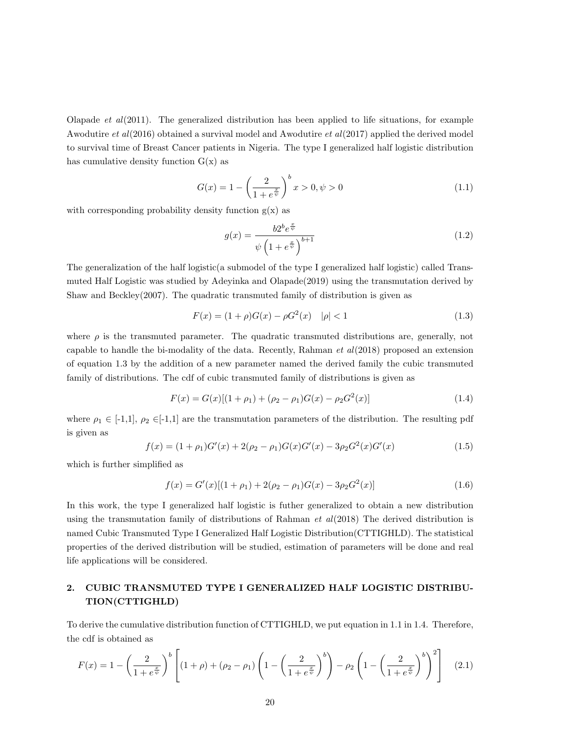Olapade *et al*(2011). The generalized distribution has been applied to life situations, for example Awodutire *et al*(2016) obtained a survival model and Awodutire *et al*(2017) applied the derived model to survival time of Breast Cancer patients in Nigeria. The type I generalized half logistic distribution has cumulative density function G(x) as

$$G(x) = 1 - \left(\frac{2}{1+e^{\frac{x}{\psi}}}\right)^{b} x > 0, \psi > 0 \tag{1.1}$$

with corresponding probability density function g(x) as

$$g(x) = \frac{b2^{b}e^{\frac{x}{\psi}}}{\psi\left(1+e^{\frac{x}{\psi}}\right)^{b+1}} \tag{1.2}$$

The generalization of the half logistic(a submodel of the type I generalized half logistic) called Transmuted Half Logistic was studied by Adeyinka and Olapade(2019) using the transmutation derived by Shaw and Beckley(2007). The quadratic transmuted family of distribution is given as

$$F(x) = (1+\rho)G(x) - \rho G^{2}(x) \quad |\rho| < 1 \tag{1.3}$$

where $\rho$ is the transmuted parameter. The quadratic transmuted distributions are, generally, not capable to handle the bi-modality of the data. Recently, Rahman *et al*(2018) proposed an extension of equation 1.3 by the addition of a new parameter named the derived family the cubic transmuted family of distributions. The cdf of cubic transmuted family of distributions is given as

$$F(x) = G(x)[(1+\rho_1) + (\rho_2 - \rho_1)G(x) - \rho_2 G^{2}(x)] \tag{1.4}$$

where $\rho_1 \in$ [-1,1], $\rho_2 \in$[-1,1] are the transmutation parameters of the distribution. The resulting pdf is given as

$$f(x) = (1+\rho_1)G'(x) + 2(\rho_2 - \rho_1)G(x)G'(x) - 3\rho_2 G^{2}(x)G'(x) \tag{1.5}$$

which is further simplified as

$$f(x) = G'(x)[(1+\rho_1) + 2(\rho_2 - \rho_1)G(x) - 3\rho_2 G^{2}(x)] \tag{1.6}$$

In this work, the type I generalized half logistic is futher generalized to obtain a new distribution using the transmutation family of distributions of Rahman *et al*(2018) The derived distribution is named Cubic Transmuted Type I Generalized Half Logistic Distribution(CTTIGHLD). The statistical properties of the derived distribution will be studied, estimation of parameters will be done and real life applications will be considered.

## 2. CUBIC TRANSMUTED TYPE I GENERALIZED HALF LOGISTIC DISTRIBUTION(CTTIGHLD)

To derive the cumulative distribution function of CTTIGHLD, we put equation in 1.1 in 1.4. Therefore, the cdf is obtained as

$$F(x) = 1 - \left(\frac{2}{1+e^{\frac{x}{\psi}}}\right)^{b}\left[(1+\rho) + (\rho_2 - \rho_1)\left(1 - \left(\frac{2}{1+e^{\frac{x}{\psi}}}\right)^{b}\right) - \rho_2\left(1 - \left(\frac{2}{1+e^{\frac{x}{\psi}}}\right)^{b}\right)^{2}\right] \tag{2.1}$$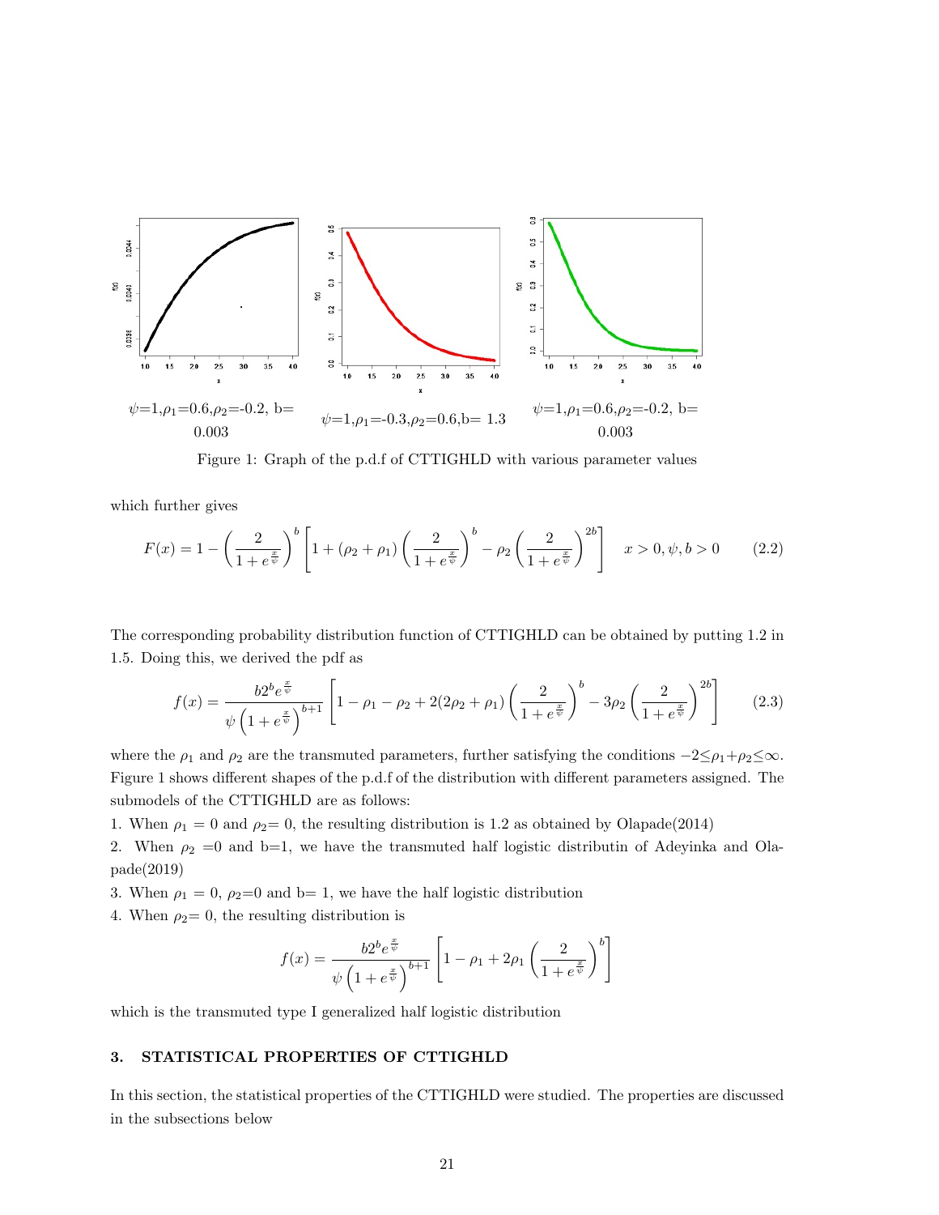$\psi$=1,$\rho_1$=0.6,$\rho_2$=-0.2, b= 0.003 $\psi$=1,$\rho_1$=-0.3,$\rho_2$=0.6,b= 1.3 $\psi$=1,$\rho_1$=0.6,$\rho_2$=-0.2, b= 0.003

Figure 1: Graph of the p.d.f of CTTIGHLD with various parameter values

which further gives

$$F(x) = 1 - \left(\frac{2}{1+e^{\frac{x}{\psi}}}\right)^b \left[1 + (\rho_2 + \rho_1)\left(\frac{2}{1+e^{\frac{x}{\psi}}}\right)^b - \rho_2\left(\frac{2}{1+e^{\frac{x}{\psi}}}\right)^{2b}\right] \quad x > 0, \psi, b > 0 \qquad (2.2)$$

The corresponding probability distribution function of CTTIGHLD can be obtained by putting 1.2 in 1.5. Doing this, we derived the pdf as

$$f(x) = \frac{b2^b e^{\frac{x}{\psi}}}{\psi\left(1+e^{\frac{x}{\psi}}\right)^{b+1}} \left[1 - \rho_1 - \rho_2 + 2(2\rho_2 + \rho_1)\left(\frac{2}{1+e^{\frac{x}{\psi}}}\right)^b - 3\rho_2\left(\frac{2}{1+e^{\frac{x}{\psi}}}\right)^{2b}\right] \qquad (2.3)$$

where the $\rho_1$ and $\rho_2$ are the transmuted parameters, further satisfying the conditions $-2 \leq \rho_1 + \rho_2 \leq \infty$. Figure 1 shows different shapes of the p.d.f of the distribution with different parameters assigned. The submodels of the CTTIGHLD are as follows:

1. When $\rho_1 = 0$ and $\rho_2 = 0$, the resulting distribution is 1.2 as obtained by Olapade(2014)
2. When $\rho_2 = 0$ and b=1, we have the transmuted half logistic distributin of Adeyinka and Olapade(2019)
3. When $\rho_1 = 0$, $\rho_2 = 0$ and b= 1, we have the half logistic distribution
4. When $\rho_2 = 0$, the resulting distribution is

$$f(x) = \frac{b2^b e^{\frac{x}{\psi}}}{\psi\left(1+e^{\frac{x}{\psi}}\right)^{b+1}} \left[1 - \rho_1 + 2\rho_1\left(\frac{2}{1+e^{\frac{x}{\psi}}}\right)^b\right]$$

which is the transmuted type I generalized half logistic distribution

### 3. STATISTICAL PROPERTIES OF CTTIGHLD

In this section, the statistical properties of the CTTIGHLD were studied. The properties are discussed in the subsections below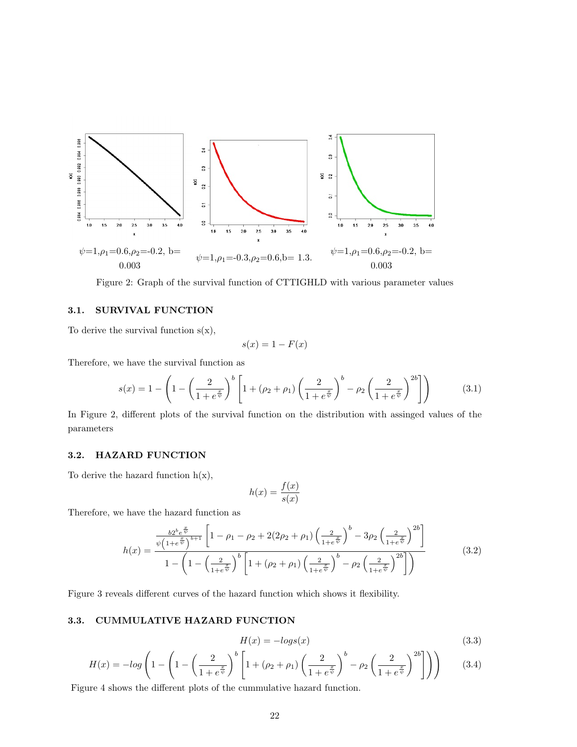$\psi$=1,$\rho_1$=0.6,$\rho_2$=-0.2, b= 0.003

$\psi$=1,$\rho_1$=-0.3,$\rho_2$=0.6,b= 1.3.

$\psi$=1,$\rho_1$=0.6,$\rho_2$=-0.2, b= 0.003

Figure 2: Graph of the survival function of CTTIGHLD with various parameter values

### 3.1. SURVIVAL FUNCTION

To derive the survival function s(x),

$$s(x) = 1 - F(x)$$

Therefore, we have the survival function as

$$s(x) = 1 - \left(1 - \left(\frac{2}{1+e^{\frac{x}{\psi}}}\right)^b \left[1 + (\rho_2 + \rho_1)\left(\frac{2}{1+e^{\frac{x}{\psi}}}\right)^b - \rho_2\left(\frac{2}{1+e^{\frac{x}{\psi}}}\right)^{2b}\right]\right) \tag{3.1}$$

In Figure 2, different plots of the survival function on the distribution with assinged values of the parameters

### 3.2. HAZARD FUNCTION

To derive the hazard function h(x),

$$h(x) = \frac{f(x)}{s(x)}$$

Therefore, we have the hazard function as

$$h(x) = \frac{\frac{b2^b e^{\frac{x}{\psi}}}{\psi\left(1+e^{\frac{x}{\psi}}\right)^{b+1}}\left[1 - \rho_1 - \rho_2 + 2(2\rho_2 + \rho_1)\left(\frac{2}{1+e^{\frac{x}{\psi}}}\right)^b - 3\rho_2\left(\frac{2}{1+e^{\frac{x}{\psi}}}\right)^{2b}\right]}{1 - \left(1 - \left(\frac{2}{1+e^{\frac{x}{\psi}}}\right)^b\left[1 + (\rho_2 + \rho_1)\left(\frac{2}{1+e^{\frac{x}{\psi}}}\right)^b - \rho_2\left(\frac{2}{1+e^{\frac{x}{\psi}}}\right)^{2b}\right]\right)} \tag{3.2}$$

Figure 3 reveals different curves of the hazard function which shows it flexibility.

### 3.3. CUMMULATIVE HAZARD FUNCTION

$$H(x) = -log s(x) \tag{3.3}$$

$$H(x) = -log\left(1 - \left(1 - \left(\frac{2}{1+e^{\frac{x}{\psi}}}\right)^b\left[1 + (\rho_2 + \rho_1)\left(\frac{2}{1+e^{\frac{x}{\psi}}}\right)^b - \rho_2\left(\frac{2}{1+e^{\frac{x}{\psi}}}\right)^{2b}\right]\right)\right) \tag{3.4}$$

Figure 4 shows the different plots of the cummulative hazard function.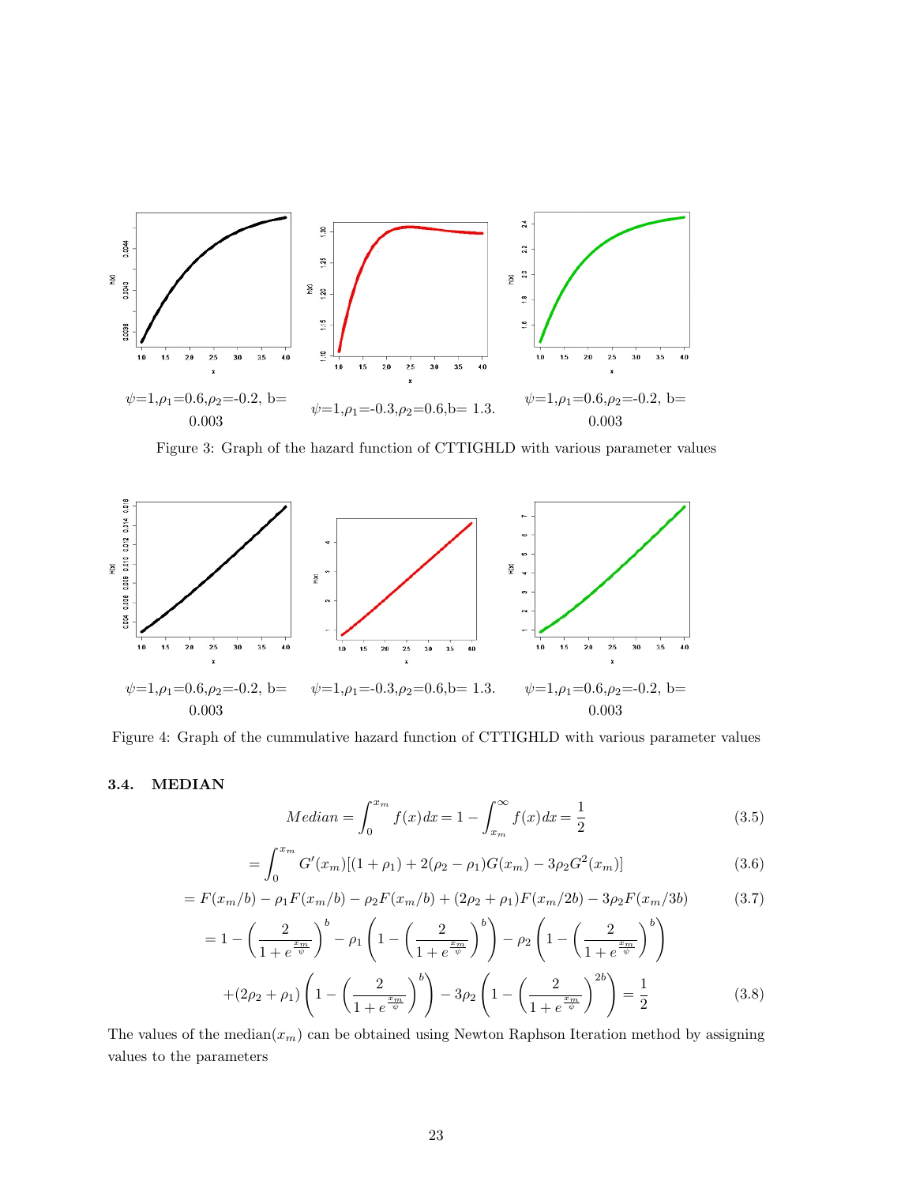$\psi$=1,$\rho_1$=0.6,$\rho_2$=-0.2, b= 0.003

$\psi$=1,$\rho_1$=-0.3,$\rho_2$=0.6,b= 1.3.

$\psi$=1,$\rho_1$=0.6,$\rho_2$=-0.2, b= 0.003

Figure 3: Graph of the hazard function of CTTIGHLD with various parameter values

$\psi$=1,$\rho_1$=0.6,$\rho_2$=-0.2, b= 0.003

$\psi$=1,$\rho_1$=-0.3,$\rho_2$=0.6,b= 1.3.

$\psi$=1,$\rho_1$=0.6,$\rho_2$=-0.2, b= 0.003

Figure 4: Graph of the cummulative hazard function of CTTIGHLD with various parameter values

### 3.4. MEDIAN

$$Median = \int_0^{x_m} f(x)dx = 1 - \int_{x_m}^{\infty} f(x)dx = \frac{1}{2} \tag{3.5}$$

$$= \int_0^{x_m} G'(x_m)[(1+\rho_1) + 2(\rho_2 - \rho_1)G(x_m) - 3\rho_2 G^2(x_m)] \tag{3.6}$$

$$= F(x_m/b) - \rho_1 F(x_m/b) - \rho_2 F(x_m/b) + (2\rho_2 + \rho_1)F(x_m/2b) - 3\rho_2 F(x_m/3b) \tag{3.7}$$

$$= 1 - \left(\frac{2}{1+e^{\frac{x_m}{\psi}}}\right)^b - \rho_1\left(1 - \left(\frac{2}{1+e^{\frac{x_m}{\psi}}}\right)^b\right) - \rho_2\left(1 - \left(\frac{2}{1+e^{\frac{x_m}{\psi}}}\right)^b\right)$$

$$+(2\rho_2 + \rho_1)\left(1 - \left(\frac{2}{1+e^{\frac{x_m}{\psi}}}\right)^b\right) - 3\rho_2\left(1 - \left(\frac{2}{1+e^{\frac{x_m}{\psi}}}\right)^{2b}\right) = \frac{1}{2} \tag{3.8}$$

The values of the median($x_m$) can be obtained using Newton Raphson Iteration method by assigning values to the parameters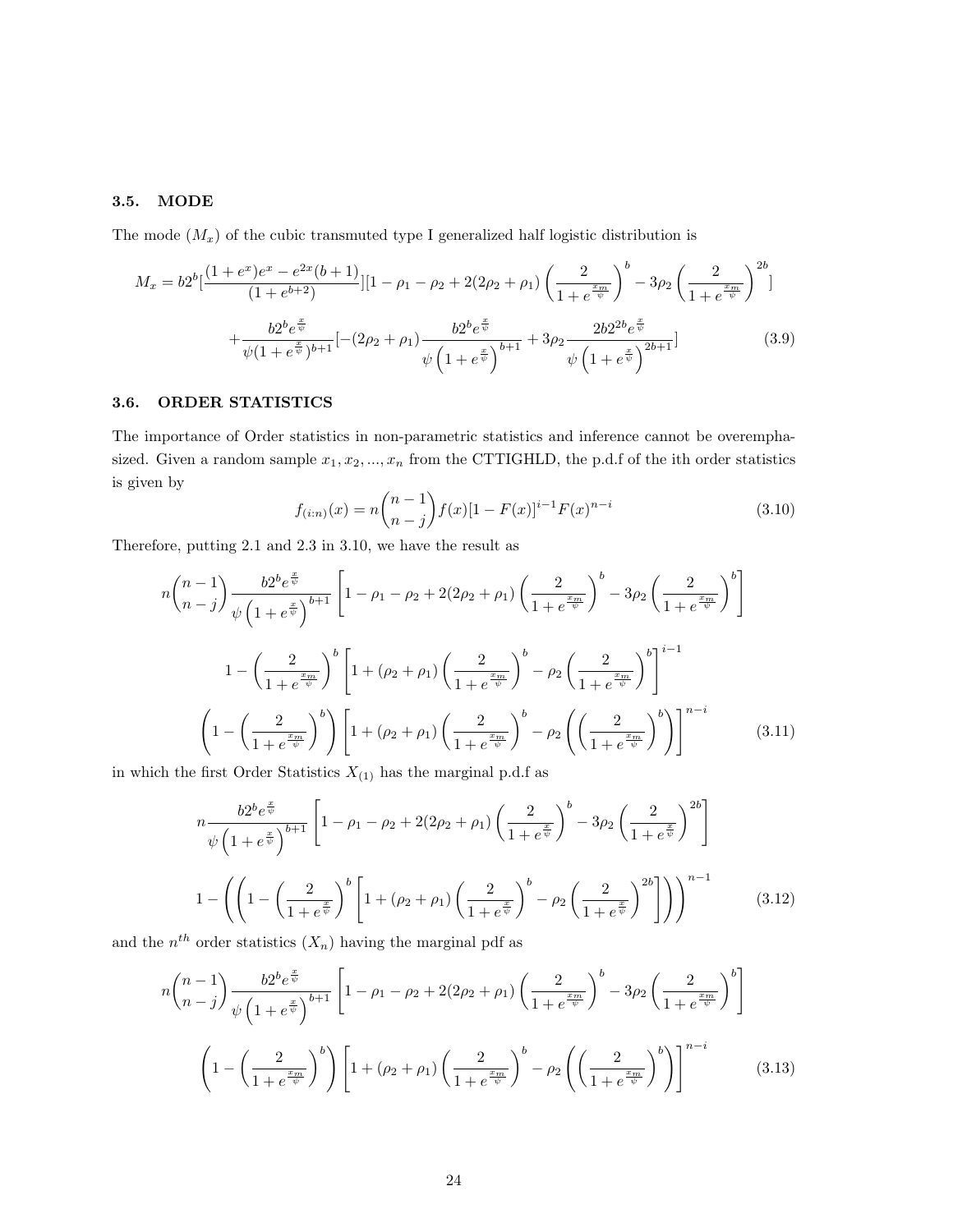### 3.5. MODE

The mode $(M_x)$ of the cubic transmuted type I generalized half logistic distribution is

$$M_x = b2^b[\frac{(1+e^x)e^x - e^{2x}(b+1)}{(1+e^{b+2})}][1-\rho_1-\rho_2+2(2\rho_2+\rho_1)\left(\frac{2}{1+e^{\frac{x_m}{\psi}}}\right)^b - 3\rho_2\left(\frac{2}{1+e^{\frac{x_m}{\psi}}}\right)^{2b}]$$

$$+\frac{b2^b e^{\frac{x}{\psi}}}{\psi(1+e^{\frac{x}{\psi}})^{b+1}}[-(2\rho_2+\rho_1)\frac{b2^b e^{\frac{x}{\psi}}}{\psi\left(1+e^{\frac{x}{\psi}}\right)^{b+1}} + 3\rho_2\frac{2b2^{2b}e^{\frac{x}{\psi}}}{\psi\left(1+e^{\frac{x}{\psi}}\right)^{2b+1}}] \tag{3.9}$$

### 3.6. ORDER STATISTICS

The importance of Order statistics in non-parametric statistics and inference cannot be overemphasized. Given a random sample $x_1, x_2, ..., x_n$ from the CTTIGHLD, the p.d.f of the ith order statistics is given by

$$f_{(i:n)}(x) = n\binom{n-1}{n-j}f(x)[1-F(x)]^{i-1}F(x)^{n-i} \tag{3.10}$$

Therefore, putting 2.1 and 2.3 in 3.10, we have the result as

$$n\binom{n-1}{n-j}\frac{b2^b e^{\frac{x}{\psi}}}{\psi\left(1+e^{\frac{x}{\psi}}\right)^{b+1}}\left[1-\rho_1-\rho_2+2(2\rho_2+\rho_1)\left(\frac{2}{1+e^{\frac{x_m}{\psi}}}\right)^b - 3\rho_2\left(\frac{2}{1+e^{\frac{x_m}{\psi}}}\right)^b\right]$$

$$1-\left(\frac{2}{1+e^{\frac{x_m}{\psi}}}\right)^b\left[1+(\rho_2+\rho_1)\left(\frac{2}{1+e^{\frac{x_m}{\psi}}}\right)^b - \rho_2\left(\frac{2}{1+e^{\frac{x_m}{\psi}}}\right)^b\right]^{i-1}$$

$$\left(1-\left(\frac{2}{1+e^{\frac{x_m}{\psi}}}\right)^b\right)\left[1+(\rho_2+\rho_1)\left(\frac{2}{1+e^{\frac{x_m}{\psi}}}\right)^b - \rho_2\left(\left(\frac{2}{1+e^{\frac{x_m}{\psi}}}\right)^b\right)\right]^{n-i} \tag{3.11}$$

in which the first Order Statistics $X_{(1)}$ has the marginal p.d.f as

$$n\frac{b2^b e^{\frac{x}{\psi}}}{\psi\left(1+e^{\frac{x}{\psi}}\right)^{b+1}}\left[1-\rho_1-\rho_2+2(2\rho_2+\rho_1)\left(\frac{2}{1+e^{\frac{x}{\psi}}}\right)^b - 3\rho_2\left(\frac{2}{1+e^{\frac{x}{\psi}}}\right)^{2b}\right]$$

$$1-\left(\left(1-\left(\frac{2}{1+e^{\frac{x}{\psi}}}\right)^b\left[1+(\rho_2+\rho_1)\left(\frac{2}{1+e^{\frac{x}{\psi}}}\right)^b - \rho_2\left(\frac{2}{1+e^{\frac{x}{\psi}}}\right)^{2b}\right]\right)\right)^{n-1} \tag{3.12}$$

and the $n^{th}$ order statistics $(X_n)$ having the marginal pdf as

$$n\binom{n-1}{n-j}\frac{b2^b e^{\frac{x}{\psi}}}{\psi\left(1+e^{\frac{x}{\psi}}\right)^{b+1}}\left[1-\rho_1-\rho_2+2(2\rho_2+\rho_1)\left(\frac{2}{1+e^{\frac{x_m}{\psi}}}\right)^b - 3\rho_2\left(\frac{2}{1+e^{\frac{x_m}{\psi}}}\right)^b\right]$$

$$\left(1-\left(\frac{2}{1+e^{\frac{x_m}{\psi}}}\right)^b\right)\left[1+(\rho_2+\rho_1)\left(\frac{2}{1+e^{\frac{x_m}{\psi}}}\right)^b - \rho_2\left(\left(\frac{2}{1+e^{\frac{x_m}{\psi}}}\right)^b\right)\right]^{n-i} \tag{3.13}$$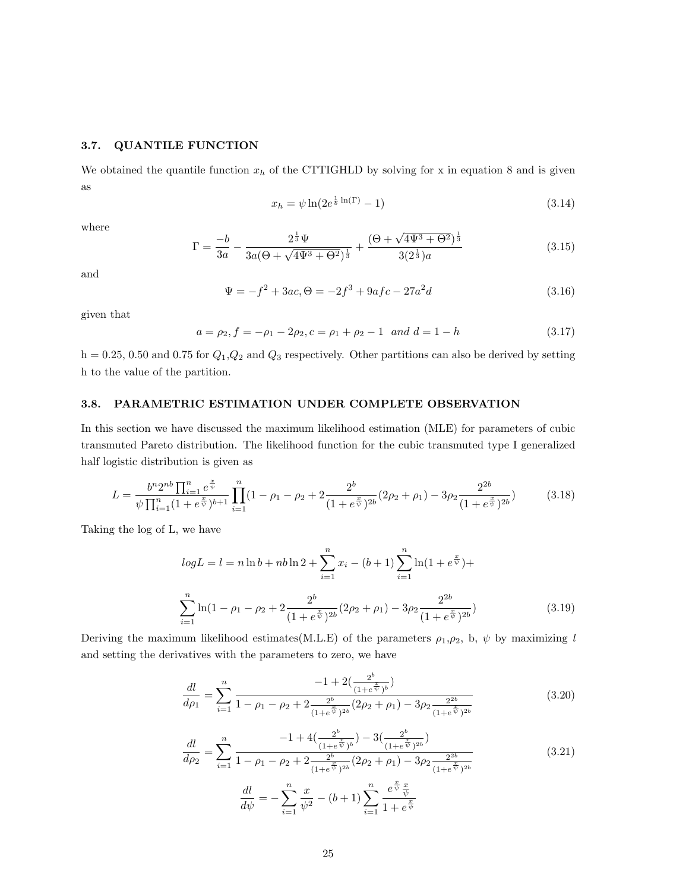### 3.7. QUANTILE FUNCTION

We obtained the quantile function $x_h$ of the CTTIGHLD by solving for x in equation 8 and is given as

$$x_h = \psi \ln(2e^{\frac{1}{b}\ln(\Gamma)} - 1) \tag{3.14}$$

where

$$\Gamma = \frac{-b}{3a} - \frac{2^{\frac{1}{3}}\Psi}{3a(\Theta + \sqrt{4\Psi^3 + \Theta^2})^{\frac{1}{3}}} + \frac{(\Theta + \sqrt{4\Psi^3 + \Theta^2})^{\frac{1}{3}}}{3(2^{\frac{1}{3}})a} \tag{3.15}$$

and

$$\Psi = -f^2 + 3ac, \Theta = -2f^3 + 9afc - 27a^2 d \tag{3.16}$$

given that

$$a = \rho_2, f = -\rho_1 - 2\rho_2, c = \rho_1 + \rho_2 - 1 \quad and \ d = 1 - h \tag{3.17}$$

h = 0.25, 0.50 and 0.75 for $Q_1$,$Q_2$ and $Q_3$ respectively. Other partitions can also be derived by setting h to the value of the partition.

### 3.8. PARAMETRIC ESTIMATION UNDER COMPLETE OBSERVATION

In this section we have discussed the maximum likelihood estimation (MLE) for parameters of cubic transmuted Pareto distribution. The likelihood function for the cubic transmuted type I generalized half logistic distribution is given as

$$L = \frac{b^n 2^{nb} \prod_{i=1}^{n} e^{\frac{x}{\psi}}}{\psi \prod_{i=1}^{n}(1 + e^{\frac{x}{\psi}})^{b+1}} \prod_{i=1}^{n}(1 - \rho_1 - \rho_2 + 2\frac{2^b}{(1 + e^{\frac{x}{\psi}})^{2b}}(2\rho_2 + \rho_1) - 3\rho_2 \frac{2^{2b}}{(1 + e^{\frac{x}{\psi}})^{2b}}) \tag{3.18}$$

Taking the log of L, we have

$$logL = l = n\ln b + nb\ln 2 + \sum_{i=1}^{n} x_i - (b+1)\sum_{i=1}^{n}\ln(1 + e^{\frac{x}{\psi}}) +$$

$$\sum_{i=1}^{n}\ln(1 - \rho_1 - \rho_2 + 2\frac{2^b}{(1 + e^{\frac{x}{\psi}})^{2b}}(2\rho_2 + \rho_1) - 3\rho_2\frac{2^{2b}}{(1 + e^{\frac{x}{\psi}})^{2b}}) \tag{3.19}$$

Deriving the maximum likelihood estimates(M.L.E) of the parameters $\rho_1$,$\rho_2$, b, $\psi$ by maximizing $l$ and setting the derivatives with the parameters to zero, we have

$$\frac{dl}{d\rho_1} = \sum_{i=1}^{n} \frac{-1 + 2(\frac{2^b}{(1+e^{\frac{x}{\psi}})^b})}{1 - \rho_1 - \rho_2 + 2\frac{2^b}{(1+e^{\frac{x}{\psi}})^{2b}}(2\rho_2 + \rho_1) - 3\rho_2\frac{2^{2b}}{(1+e^{\frac{x}{\psi}})^{2b}}} \tag{3.20}$$

$$\frac{dl}{d\rho_2} = \sum_{i=1}^{n} \frac{-1 + 4(\frac{2^b}{(1+e^{\frac{x}{\psi}})^b}) - 3(\frac{2^b}{(1+e^{\frac{x}{\psi}})^{2b}})}{1 - \rho_1 - \rho_2 + 2\frac{2^b}{(1+e^{\frac{x}{\psi}})^{2b}}(2\rho_2 + \rho_1) - 3\rho_2\frac{2^{2b}}{(1+e^{\frac{x}{\psi}})^{2b}}} \tag{3.21}$$

$$\frac{dl}{d\psi} = -\sum_{i=1}^{n}\frac{x}{\psi^2} - (b+1)\sum_{i=1}^{n}\frac{e^{\frac{x}{\psi}}\frac{x}{\psi}}{1 + e^{\frac{x}{\psi}}}$$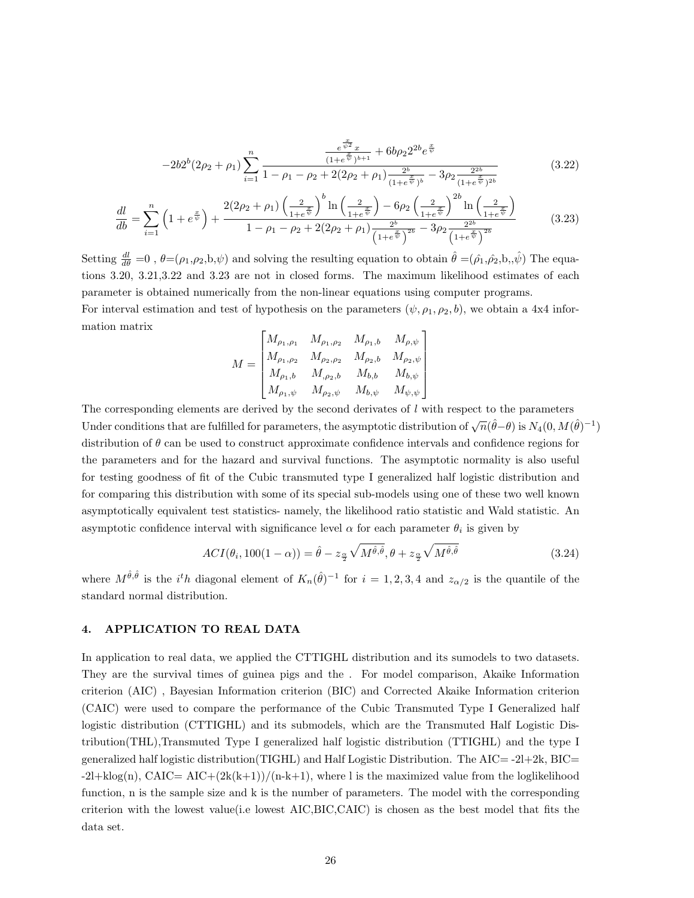$$-2b2^b(2\rho_2+\rho_1)\sum_{i=1}^{n}\frac{\frac{e^{\frac{x}{\psi^2}}x}{(1+e^{\frac{x}{\psi}})^{b+1}}+6b\rho_2 2^{2b}e^{\frac{x}{\psi}}}{1-\rho_1-\rho_2+2(2\rho_2+\rho_1)\frac{2^b}{(1+e^{\frac{x}{\psi}})^b}-3\rho_2\frac{2^{2b}}{(1+e^{\frac{x}{\psi}})^{2b}}} \tag{3.22}$$

$$\frac{dl}{db}=\sum_{i=1}^{n}\left(1+e^{\frac{x}{\psi}}\right)+\frac{2(2\rho_2+\rho_1)\left(\frac{2}{1+e^{\frac{x}{\psi}}}\right)^b\ln\left(\frac{2}{1+e^{\frac{x}{\psi}}}\right)-6\rho_2\left(\frac{2}{1+e^{\frac{x}{\psi}}}\right)^{2b}\ln\left(\frac{2}{1+e^{\frac{x}{\psi}}}\right)}{1-\rho_1-\rho_2+2(2\rho_2+\rho_1)\frac{2^b}{\left(1+e^{\frac{x}{\psi}}\right)^{2b}}-3\rho_2\frac{2^{2b}}{\left(1+e^{\frac{x}{\psi}}\right)^{2b}}} \tag{3.23}$$

Setting $\frac{dl}{d\theta}$ =0 , $\theta$=($\rho_1$,$\rho_2$,b,$\psi$) and solving the resulting equation to obtain $\hat{\theta}$ =($\hat{\rho_1}$,$\hat{\rho_2}$,b,,$\hat{\psi}$) The equations 3.20, 3.21,3.22 and 3.23 are not in closed forms. The maximum likelihood estimates of each parameter is obtained numerically from the non-linear equations using computer programs.
For interval estimation and test of hypothesis on the parameters ($\psi,\rho_1,\rho_2,b$), we obtain a 4x4 information matrix

$$M=\begin{bmatrix} M_{\rho_1,\rho_1} & M_{\rho_1,\rho_2} & M_{\rho_1,b} & M_{\rho,\psi} \\ M_{\rho_1,\rho_2} & M_{\rho_2,\rho_2} & M_{\rho_2,b} & M_{\rho_2,\psi} \\ M_{\rho_1,b} & M_{,\rho_2,b} & M_{b,b} & M_{b,\psi} \\ M_{\rho_1,\psi} & M_{\rho_2,\psi} & M_{b,\psi} & M_{\psi,\psi} \end{bmatrix}$$

The corresponding elements are derived by the second derivates of $l$ with respect to the parameters
Under conditions that are fulfilled for parameters, the asymptotic distribution of $\sqrt{n}(\hat{\theta}-\theta)$ is $N_4(0,M(\hat{\theta})^{-1})$ distribution of $\theta$ can be used to construct approximate confidence intervals and confidence regions for the parameters and for the hazard and survival functions. The asymptotic normality is also useful for testing goodness of fit of the Cubic transmuted type I generalized half logistic distribution and for comparing this distribution with some of its special sub-models using one of these two well known asymptotically equivalent test statistics- namely, the likelihood ratio statistic and Wald statistic. An asymptotic confidence interval with significance level $\alpha$ for each parameter $\theta_i$ is given by

$$ACI(\theta_i,100(1-\alpha))=\hat{\theta}-z_{\frac{\alpha}{2}}\sqrt{M^{\hat{\theta},\hat{\theta}}},\theta+z_{\frac{\alpha}{2}}\sqrt{M^{\hat{\theta},\hat{\theta}}} \tag{3.24}$$

where $M^{\hat{\theta},\hat{\theta}}$ is the $i^th$ diagonal element of $K_n(\hat{\theta})^{-1}$ for $i=1,2,3,4$ and $z_{\alpha/2}$ is the quantile of the standard normal distribution.

## 4. APPLICATION TO REAL DATA

In application to real data, we applied the CTTIGHL distribution and its sumodels to two datasets. They are the survival times of guinea pigs and the . For model comparison, Akaike Information criterion (AIC) , Bayesian Information criterion (BIC) and Corrected Akaike Information criterion (CAIC) were used to compare the performance of the Cubic Transmuted Type I Generalized half logistic distribution (CTTIGHL) and its submodels, which are the Transmuted Half Logistic Distribution(THL),Transmuted Type I generalized half logistic distribution (TTIGHL) and the type I generalized half logistic distribution(TIGHL) and Half Logistic Distribution. The AIC= -2l+2k, BIC= -2l+klog(n), CAIC= AIC+(2k(k+1))/(n-k+1), where l is the maximized value from the loglikelihood function, n is the sample size and k is the number of parameters. The model with the corresponding criterion with the lowest value(i.e lowest AIC,BIC,CAIC) is chosen as the best model that fits the data set.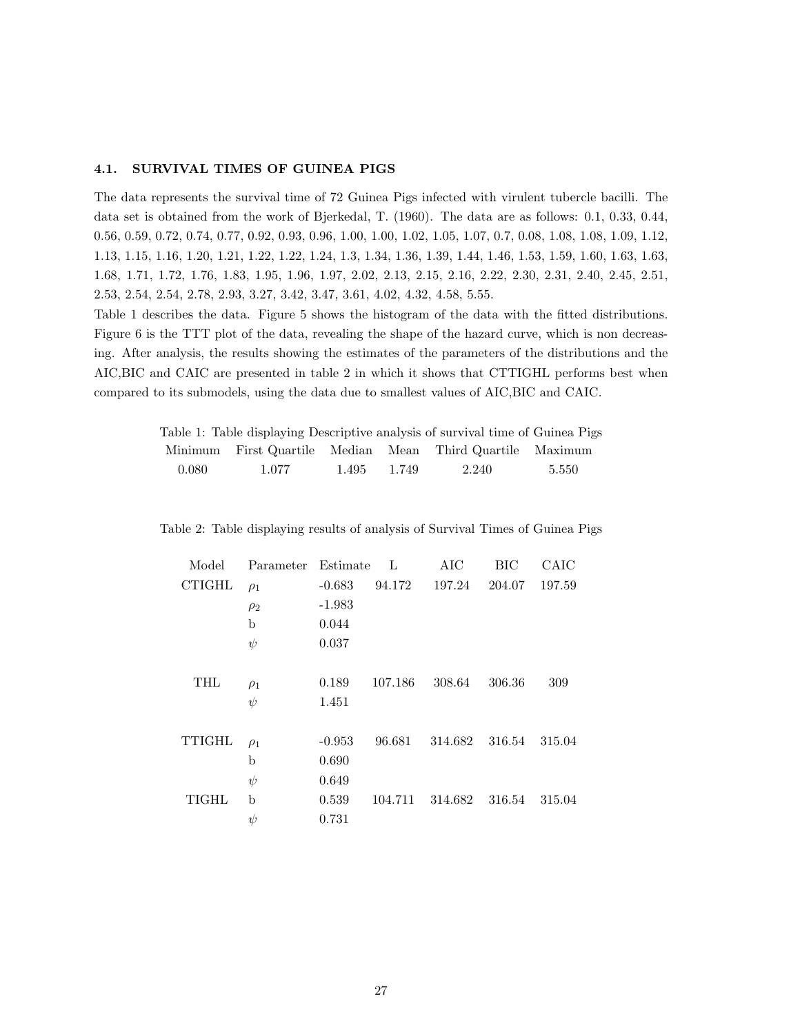### 4.1. SURVIVAL TIMES OF GUINEA PIGS

The data represents the survival time of 72 Guinea Pigs infected with virulent tubercle bacilli. The data set is obtained from the work of Bjerkedal, T. (1960). The data are as follows: 0.1, 0.33, 0.44, 0.56, 0.59, 0.72, 0.74, 0.77, 0.92, 0.93, 0.96, 1.00, 1.00, 1.02, 1.05, 1.07, 0.7, 0.08, 1.08, 1.08, 1.09, 1.12, 1.13, 1.15, 1.16, 1.20, 1.21, 1.22, 1.22, 1.24, 1.3, 1.34, 1.36, 1.39, 1.44, 1.46, 1.53, 1.59, 1.60, 1.63, 1.63, 1.68, 1.71, 1.72, 1.76, 1.83, 1.95, 1.96, 1.97, 2.02, 2.13, 2.15, 2.16, 2.22, 2.30, 2.31, 2.40, 2.45, 2.51, 2.53, 2.54, 2.54, 2.78, 2.93, 3.27, 3.42, 3.47, 3.61, 4.02, 4.32, 4.58, 5.55.

Table 1 describes the data. Figure 5 shows the histogram of the data with the fitted distributions. Figure 6 is the TTT plot of the data, revealing the shape of the hazard curve, which is non decreasing. After analysis, the results showing the estimates of the parameters of the distributions and the AIC,BIC and CAIC are presented in table 2 in which it shows that CTTIGHL performs best when compared to its submodels, using the data due to smallest values of AIC,BIC and CAIC.

Table 1: Table displaying Descriptive analysis of survival time of Guinea Pigs

| Minimum | First Quartile | Median | Mean | Third Quartile | Maximum |
|---|---|---|---|---|---|
| 0.080 | 1.077 | 1.495 | 1.749 | 2.240 | 5.550 |

Table 2: Table displaying results of analysis of Survival Times of Guinea Pigs

| Model | Parameter | Estimate | L | AIC | BIC | CAIC |
|---|---|---|---|---|---|---|
| CTIGHL | $\rho_1$ | -0.683 | 94.172 | 197.24 | 204.07 | 197.59 |
| | $\rho_2$ | -1.983 | | | | |
| | b | 0.044 | | | | |
| | $\psi$ | 0.037 | | | | |
| THL | $\rho_1$ | 0.189 | 107.186 | 308.64 | 306.36 | 309 |
| | $\psi$ | 1.451 | | | | |
| TTIGHL | $\rho_1$ | -0.953 | 96.681 | 314.682 | 316.54 | 315.04 |
| | b | 0.690 | | | | |
| | $\psi$ | 0.649 | | | | |
| TIGHL | b | 0.539 | 104.711 | 314.682 | 316.54 | 315.04 |
| | $\psi$ | 0.731 | | | | |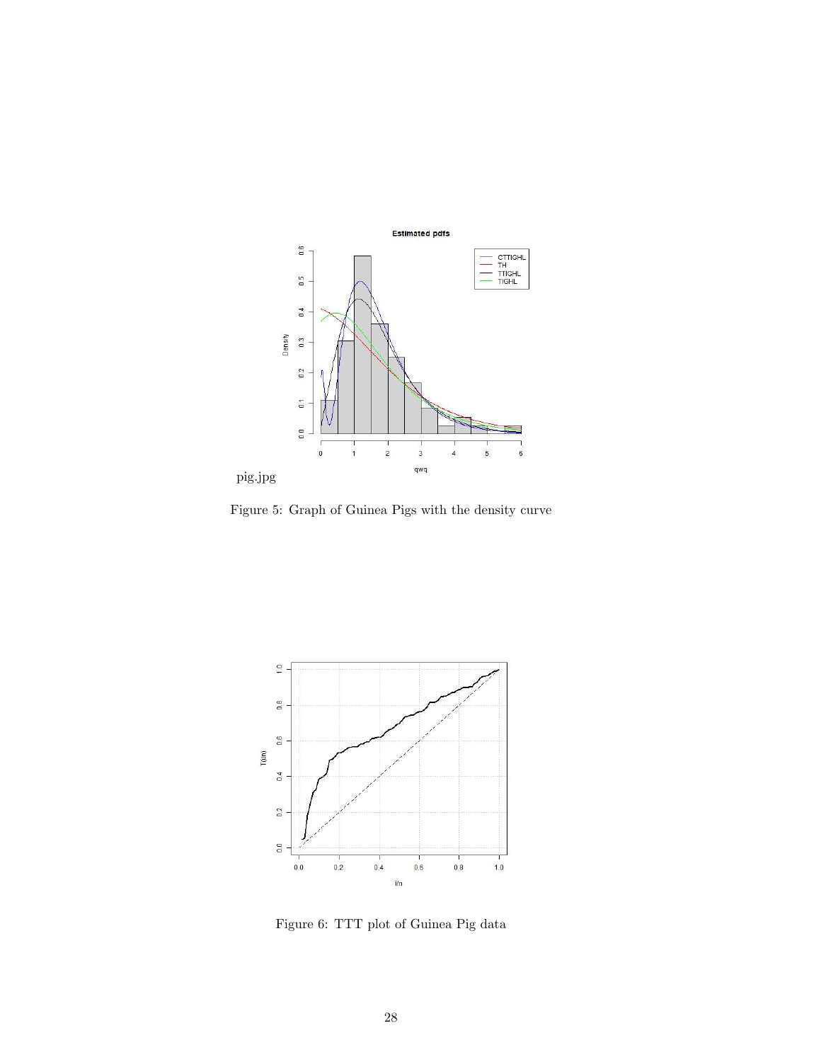pig.jpg

Figure 5: Graph of Guinea Pigs with the density curve

Figure 6: TTT plot of Guinea Pig data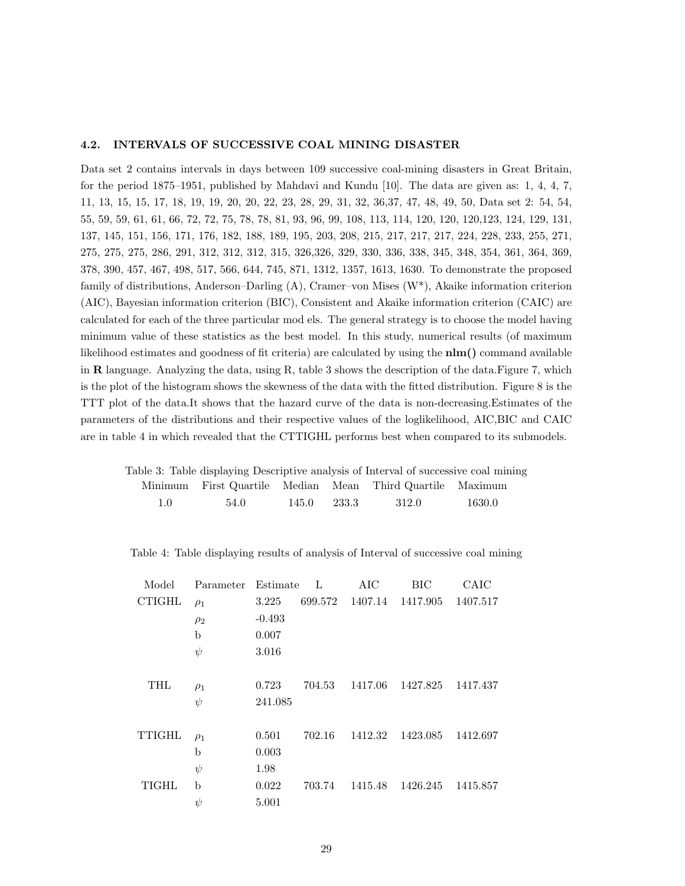### 4.2. INTERVALS OF SUCCESSIVE COAL MINING DISASTER

Data set 2 contains intervals in days between 109 successive coal-mining disasters in Great Britain, for the period 1875–1951, published by Mahdavi and Kundu [10]. The data are given as: 1, 4, 4, 7, 11, 13, 15, 15, 17, 18, 19, 19, 20, 20, 22, 23, 28, 29, 31, 32, 36,37, 47, 48, 49, 50, Data set 2: 54, 54, 55, 59, 59, 61, 61, 66, 72, 72, 75, 78, 78, 81, 93, 96, 99, 108, 113, 114, 120, 120, 120,123, 124, 129, 131, 137, 145, 151, 156, 171, 176, 182, 188, 189, 195, 203, 208, 215, 217, 217, 217, 224, 228, 233, 255, 271, 275, 275, 275, 286, 291, 312, 312, 312, 315, 326,326, 329, 330, 336, 338, 345, 348, 354, 361, 364, 369, 378, 390, 457, 467, 498, 517, 566, 644, 745, 871, 1312, 1357, 1613, 1630. To demonstrate the proposed family of distributions, Anderson–Darling (A), Cramer–von Mises (W*), Akaike information criterion (AIC), Bayesian information criterion (BIC), Consistent and Akaike information criterion (CAIC) are calculated for each of the three particular mod els. The general strategy is to choose the model having minimum value of these statistics as the best model. In this study, numerical results (of maximum likelihood estimates and goodness of fit criteria) are calculated by using the **nlm()** command available in **R** language. Analyzing the data, using R, table 3 shows the description of the data.Figure 7, which is the plot of the histogram shows the skewness of the data with the fitted distribution. Figure 8 is the TTT plot of the data.It shows that the hazard curve of the data is non-decreasing.Estimates of the parameters of the distributions and their respective values of the loglikelihood, AIC,BIC and CAIC are in table 4 in which revealed that the CTTIGHL performs best when compared to its submodels.

Table 3: Table displaying Descriptive analysis of Interval of successive coal mining

| Minimum | First Quartile | Median | Mean | Third Quartile | Maximum |
|---|---|---|---|---|---|
| 1.0 | 54.0 | 145.0 | 233.3 | 312.0 | 1630.0 |

Table 4: Table displaying results of analysis of Interval of successive coal mining

| Model | Parameter | Estimate | L | AIC | BIC | CAIC |
|---|---|---|---|---|---|---|
| CTIGHL | $\rho_1$ | 3.225 | 699.572 | 1407.14 | 1417.905 | 1407.517 |
| | $\rho_2$ | -0.493 | | | | |
| | b | 0.007 | | | | |
| | $\psi$ | 3.016 | | | | |
| THL | $\rho_1$ | 0.723 | 704.53 | 1417.06 | 1427.825 | 1417.437 |
| | $\psi$ | 241.085 | | | | |
| TTIGHL | $\rho_1$ | 0.501 | 702.16 | 1412.32 | 1423.085 | 1412.697 |
| | b | 0.003 | | | | |
| | $\psi$ | 1.98 | | | | |
| TIGHL | b | 0.022 | 703.74 | 1415.48 | 1426.245 | 1415.857 |
| | $\psi$ | 5.001 | | | | |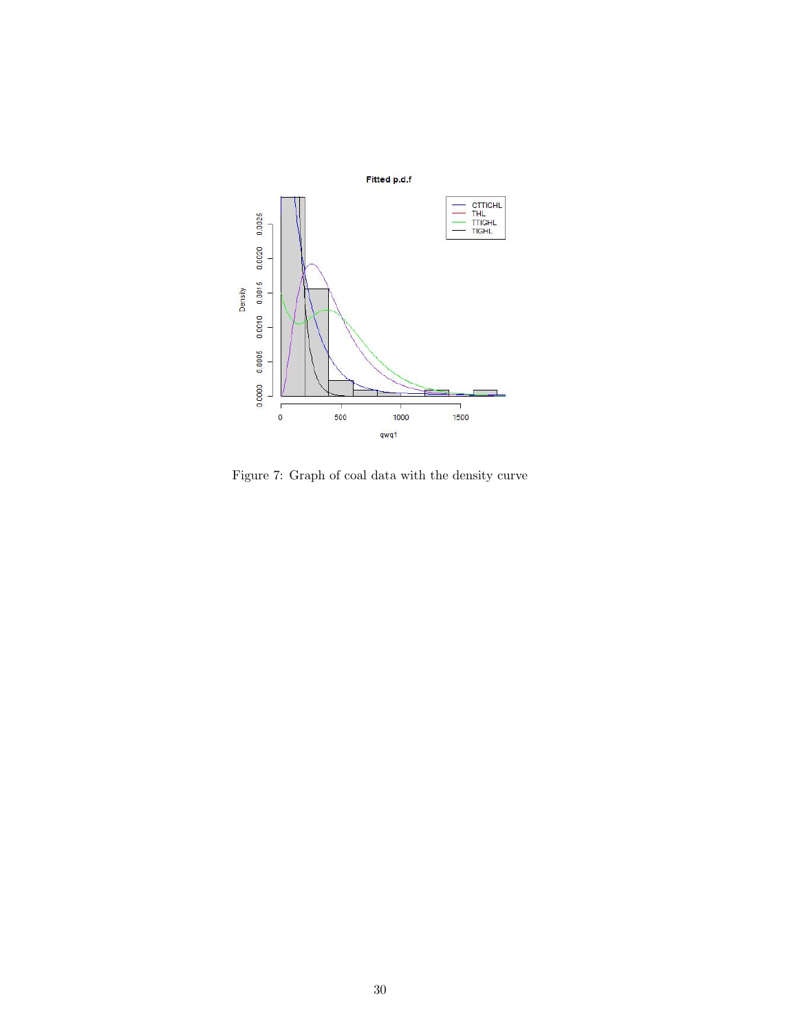Figure 7: Graph of coal data with the density curve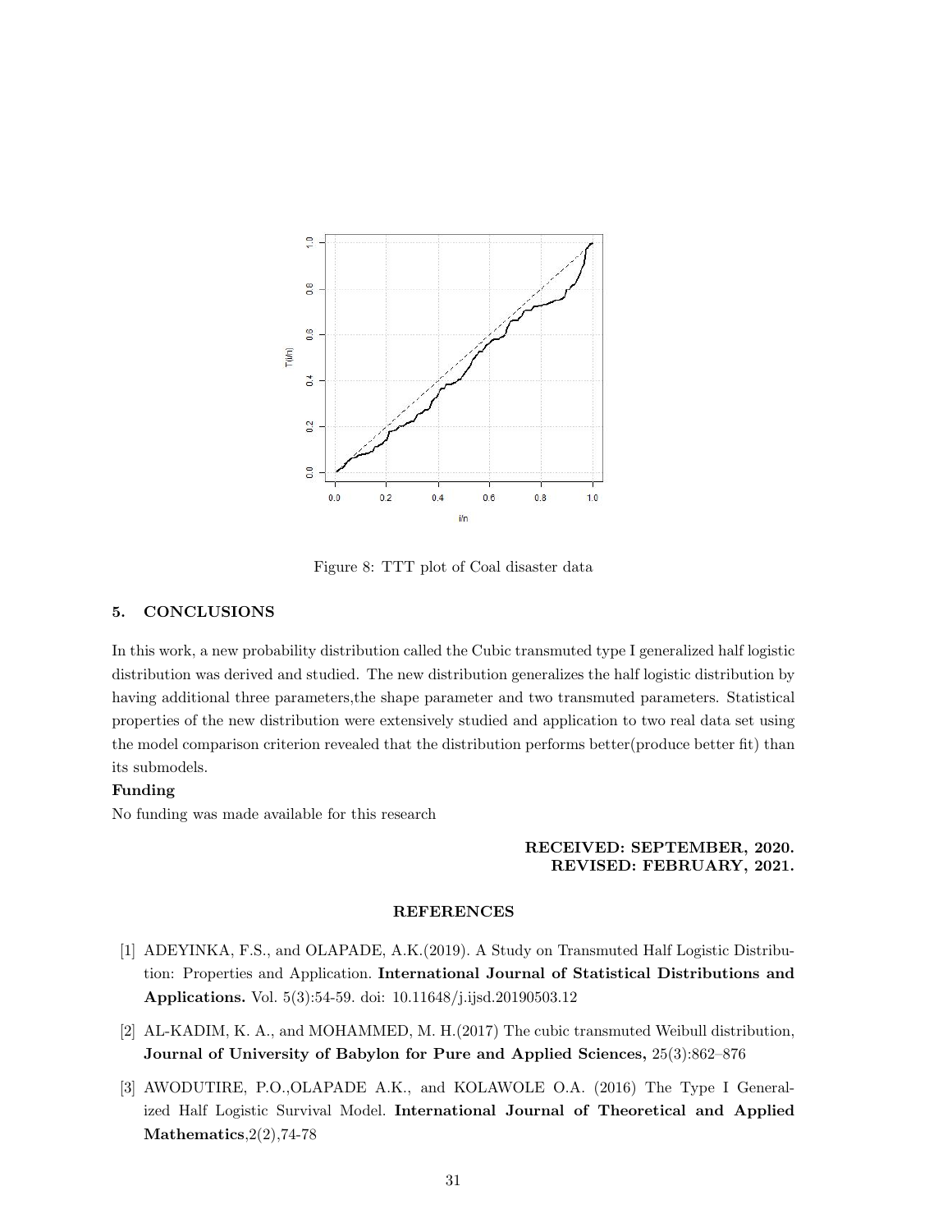Figure 8: TTT plot of Coal disaster data

## 5. CONCLUSIONS

In this work, a new probability distribution called the Cubic transmuted type I generalized half logistic distribution was derived and studied. The new distribution generalizes the half logistic distribution by having additional three parameters,the shape parameter and two transmuted parameters. Statistical properties of the new distribution were extensively studied and application to two real data set using the model comparison criterion revealed that the distribution performs better(produce better fit) than its submodels.

**Funding**

No funding was made available for this research

**RECEIVED: SEPTEMBER, 2020.**
**REVISED: FEBRUARY, 2021.**

## REFERENCES

[1] ADEYINKA, F.S., and OLAPADE, A.K.(2019). A Study on Transmuted Half Logistic Distribution: Properties and Application. **International Journal of Statistical Distributions and Applications.** Vol. 5(3):54-59. doi: 10.11648/j.ijsd.20190503.12

[2] AL-KADIM, K. A., and MOHAMMED, M. H.(2017) The cubic transmuted Weibull distribution, **Journal of University of Babylon for Pure and Applied Sciences,** 25(3):862–876

[3] AWODUTIRE, P.O.,OLAPADE A.K., and KOLAWOLE O.A. (2016) The Type I Generalized Half Logistic Survival Model. **International Journal of Theoretical and Applied Mathematics**,2(2),74-78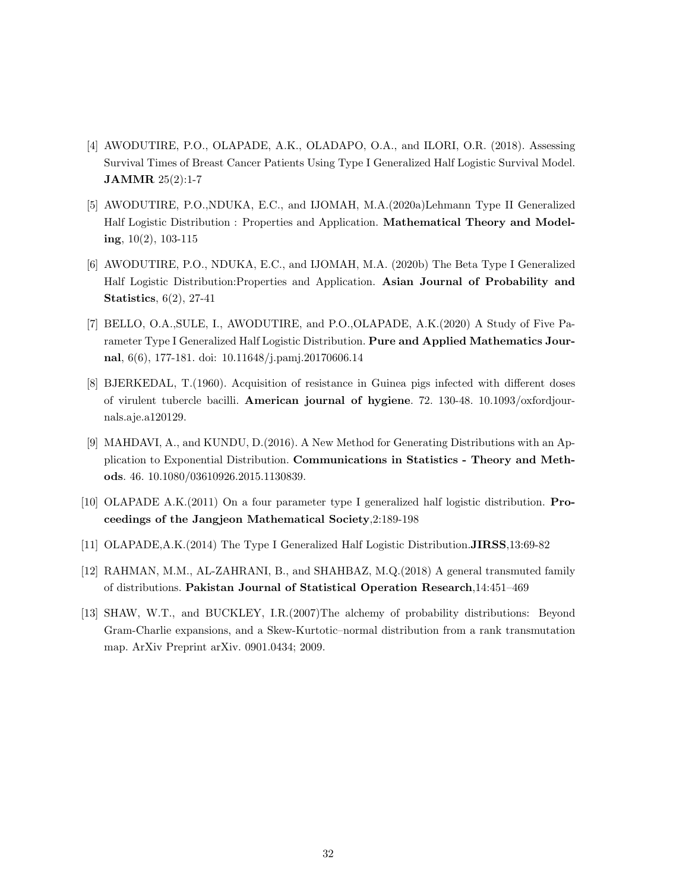[4] AWODUTIRE, P.O., OLAPADE, A.K., OLADAPO, O.A., and ILORI, O.R. (2018). Assessing Survival Times of Breast Cancer Patients Using Type I Generalized Half Logistic Survival Model. **JAMMR** 25(2):1-7

[5] AWODUTIRE, P.O.,NDUKA, E.C., and IJOMAH, M.A.(2020a)Lehmann Type II Generalized Half Logistic Distribution : Properties and Application. **Mathematical Theory and Modeling**, 10(2), 103-115

[6] AWODUTIRE, P.O., NDUKA, E.C., and IJOMAH, M.A. (2020b) The Beta Type I Generalized Half Logistic Distribution:Properties and Application. **Asian Journal of Probability and Statistics**, 6(2), 27-41

[7] BELLO, O.A.,SULE, I., AWODUTIRE, and P.O.,OLAPADE, A.K.(2020) A Study of Five Parameter Type I Generalized Half Logistic Distribution. **Pure and Applied Mathematics Journal**, 6(6), 177-181. doi: 10.11648/j.pamj.20170606.14

[8] BJERKEDAL, T.(1960). Acquisition of resistance in Guinea pigs infected with different doses of virulent tubercle bacilli. **American journal of hygiene**. 72. 130-48. 10.1093/oxfordjournals.aje.a120129.

[9] MAHDAVI, A., and KUNDU, D.(2016). A New Method for Generating Distributions with an Application to Exponential Distribution. **Communications in Statistics - Theory and Methods**. 46. 10.1080/03610926.2015.1130839.

[10] OLAPADE A.K.(2011) On a four parameter type I generalized half logistic distribution. **Proceedings of the Jangjeon Mathematical Society**,2:189-198

[11] OLAPADE,A.K.(2014) The Type I Generalized Half Logistic Distribution.**JIRSS**,13:69-82

[12] RAHMAN, M.M., AL-ZAHRANI, B., and SHAHBAZ, M.Q.(2018) A general transmuted family of distributions. **Pakistan Journal of Statistical Operation Research**,14:451–469

[13] SHAW, W.T., and BUCKLEY, I.R.(2007)The alchemy of probability distributions: Beyond Gram-Charlie expansions, and a Skew-Kurtotic–normal distribution from a rank transmutation map. ArXiv Preprint arXiv. 0901.0434; 2009.